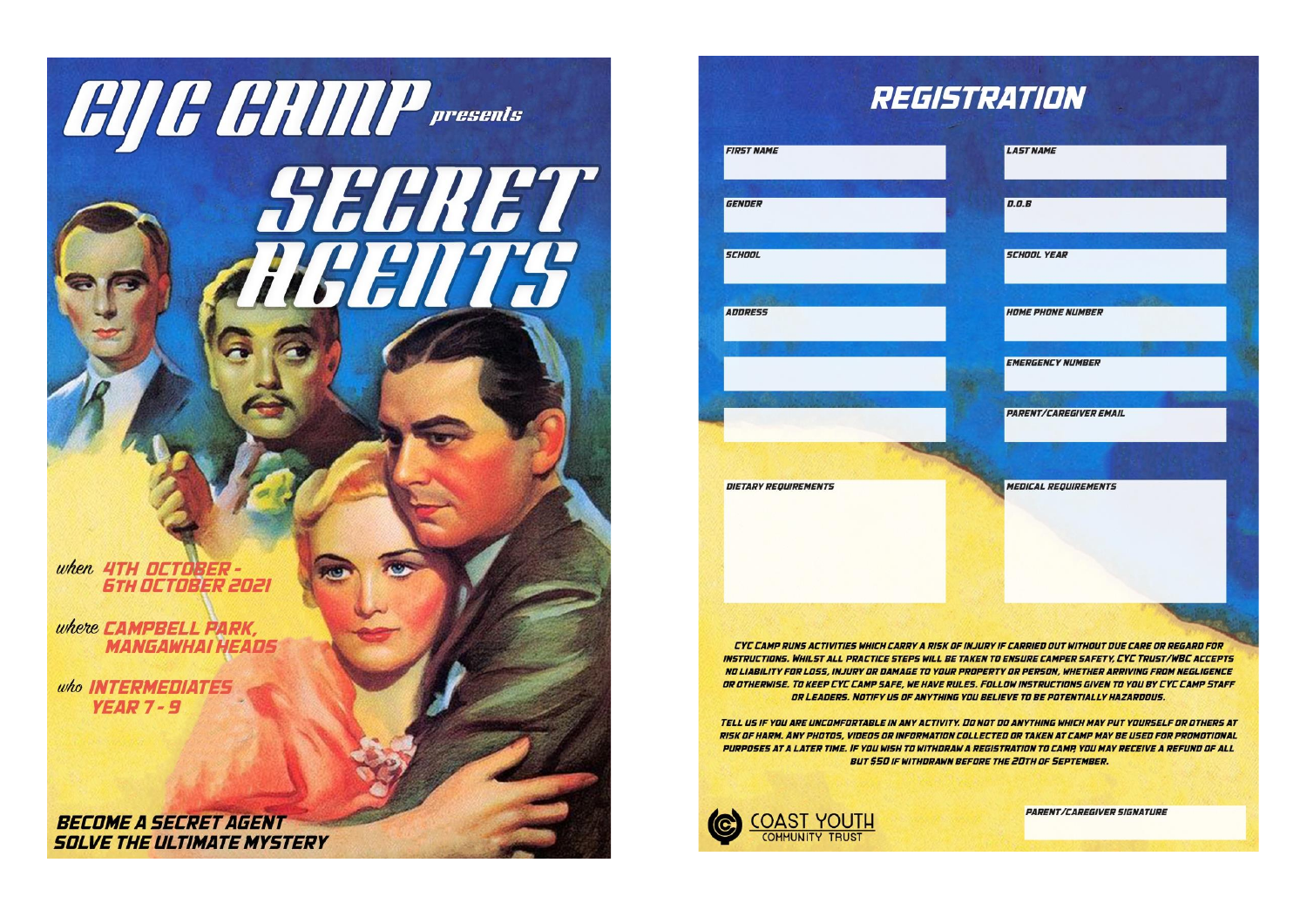# CYC CAMP *presents*

# SECRET AGENTS

*when* **4TH OCTOBER - 6TH OCTOBER 2021**

*where* **CAMPBELL PARK, MANGAWHAI HEADS**

*who* **INTERMEDIATES YEAR 7 - 9**

**BECOME A SECRET AGENT**
**SOLVE THE ULTIMATE MYSTERY**

# REGISTRATION

| | |
|---|---|
| FIRST NAME | LAST NAME |
| GENDER | D.O.B |
| SCHOOL | SCHOOL YEAR |
| ADDRESS | HOME PHONE NUMBER |
| | EMERGENCY NUMBER |
| | PARENT/CAREGIVER EMAIL |
| DIETARY REQUIREMENTS | MEDICAL REQUIREMENTS |

*CYC CAMP RUNS ACTIVITIES WHICH CARRY A RISK OF INJURY IF CARRIED OUT WITHOUT DUE CARE OR REGARD FOR INSTRUCTIONS. WHILST ALL PRACTICE STEPS WILL BE TAKEN TO ENSURE CAMPER SAFETY, CYC TRUST/WBC ACCEPTS NO LIABILITY FOR LOSS, INJURY OR DAMAGE TO YOUR PROPERTY OR PERSON, WHETHER ARRIVING FROM NEGLIGENCE OR OTHERWISE. TO KEEP CYC CAMP SAFE, WE HAVE RULES. FOLLOW INSTRUCTIONS GIVEN TO YOU BY CYC CAMP STAFF OR LEADERS. NOTIFY US OF ANYTHING YOU BELIEVE TO BE POTENTIALLY HAZARDOUS.*

*TELL US IF YOU ARE UNCOMFORTABLE IN ANY ACTIVITY. DO NOT DO ANYTHING WHICH MAY PUT YOURSELF OR OTHERS AT RISK OF HARM. ANY PHOTOS, VIDEOS OR INFORMATION COLLECTED OR TAKEN AT CAMP MAY BE USED FOR PROMOTIONAL PURPOSES AT A LATER TIME. IF YOU WISH TO WITHDRAW A REGISTRATION TO CAMP, YOU MAY RECEIVE A REFUND OF ALL BUT $50 IF WITHDRAWN BEFORE THE 20TH OF SEPTEMBER.*

COAST YOUTH
COMMUNITY TRUST

PARENT/CAREGIVER SIGNATURE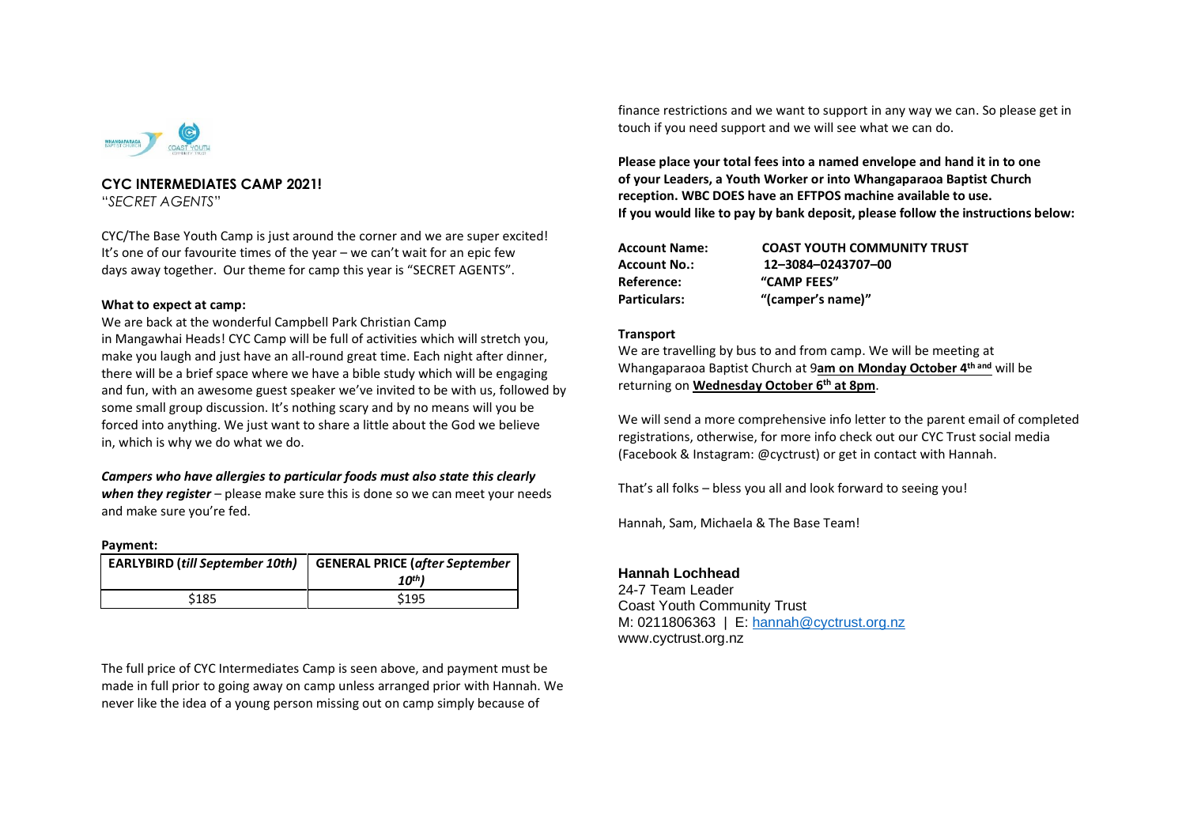## CYC INTERMEDIATES CAMP 2021!

*"SECRET AGENTS"*

CYC/The Base Youth Camp is just around the corner and we are super excited! It's one of our favourite times of the year – we can't wait for an epic few days away together. Our theme for camp this year is "SECRET AGENTS".

**What to expect at camp:**

We are back at the wonderful Campbell Park Christian Camp in Mangawhai Heads! CYC Camp will be full of activities which will stretch you, make you laugh and just have an all-round great time. Each night after dinner, there will be a brief space where we have a bible study which will be engaging and fun, with an awesome guest speaker we've invited to be with us, followed by some small group discussion. It's nothing scary and by no means will you be forced into anything. We just want to share a little about the God we believe in, which is why we do what we do.

***Campers who have allergies to particular foods must also state this clearly when they register*** – please make sure this is done so we can meet your needs and make sure you're fed.

**Payment:**

| EARLYBIRD (*till September 10th*) | GENERAL PRICE (*after September 10th*) |
|---|---|
| $185 | $195 |

The full price of CYC Intermediates Camp is seen above, and payment must be made in full prior to going away on camp unless arranged prior with Hannah. We never like the idea of a young person missing out on camp simply because of finance restrictions and we want to support in any way we can. So please get in touch if you need support and we will see what we can do.

**Please place your total fees into a named envelope and hand it in to one of your Leaders, a Youth Worker or into Whangaparaoa Baptist Church reception. WBC DOES have an EFTPOS machine available to use.**
**If you would like to pay by bank deposit, please follow the instructions below:**

| | |
|---|---|
| **Account Name:** | **COAST YOUTH COMMUNITY TRUST** |
| **Account No.:** | **12–3084–0243707–00** |
| **Reference:** | **"CAMP FEES"** |
| **Particulars:** | **"(camper's name)"** |

**Transport**

We are travelling by bus to and from camp. We will be meeting at Whangaparaoa Baptist Church at 9**am on Monday October 4th and** will be returning on **Wednesday October 6th at 8pm**.

We will send a more comprehensive info letter to the parent email of completed registrations, otherwise, for more info check out our CYC Trust social media (Facebook & Instagram: @cyctrust) or get in contact with Hannah.

That's all folks – bless you all and look forward to seeing you!

Hannah, Sam, Michaela & The Base Team!

**Hannah Lochhead**
24-7 Team Leader
Coast Youth Community Trust
M: 0211806363 | E: hannah@cyctrust.org.nz
www.cyctrust.org.nz